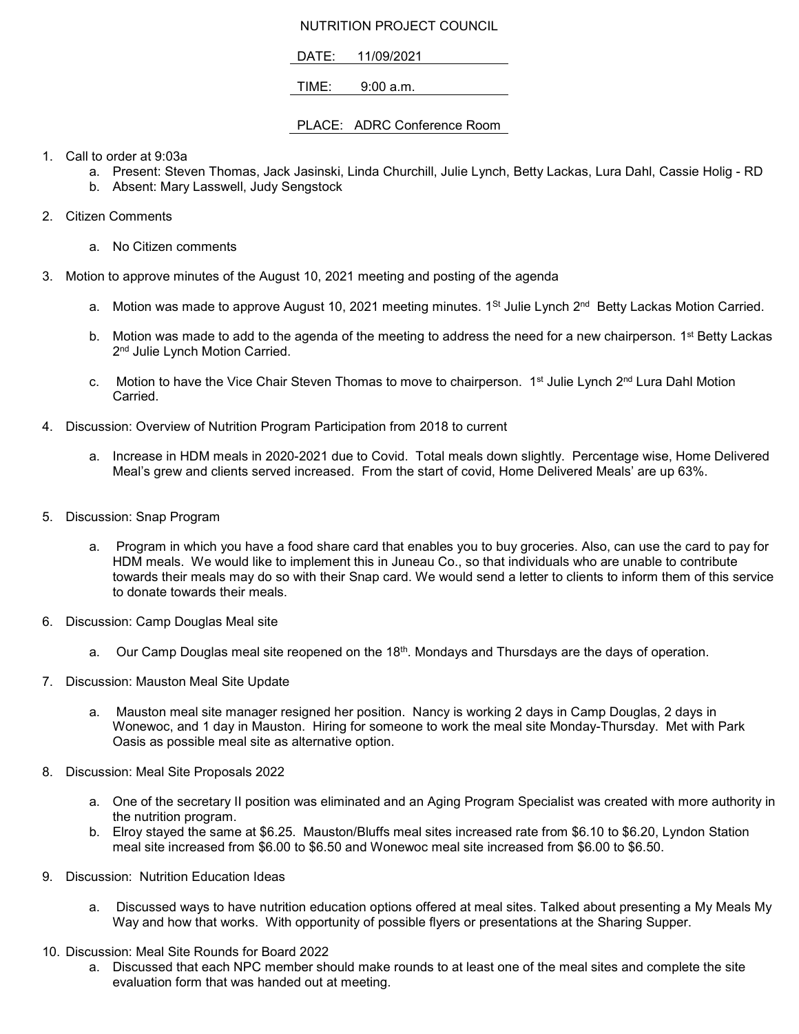# NUTRITION PROJECT COUNCIL

DATE: 11/09/2021

TIME: 9:00 a.m.

PLACE: ADRC Conference Room

1. Call to order at 9:03a
   a. Present: Steven Thomas, Jack Jasinski, Linda Churchill, Julie Lynch, Betty Lackas, Lura Dahl, Cassie Holig - RD
   b. Absent: Mary Lasswell, Judy Sengstock

2. Citizen Comments
   a. No Citizen comments

3. Motion to approve minutes of the August 10, 2021 meeting and posting of the agenda
   a. Motion was made to approve August 10, 2021 meeting minutes. 1St Julie Lynch 2nd Betty Lackas Motion Carried.
   b. Motion was made to add to the agenda of the meeting to address the need for a new chairperson. 1st Betty Lackas 2nd Julie Lynch Motion Carried.
   c. Motion to have the Vice Chair Steven Thomas to move to chairperson. 1st Julie Lynch 2nd Lura Dahl Motion Carried.

4. Discussion: Overview of Nutrition Program Participation from 2018 to current
   a. Increase in HDM meals in 2020-2021 due to Covid. Total meals down slightly. Percentage wise, Home Delivered Meal's grew and clients served increased. From the start of covid, Home Delivered Meals' are up 63%.

5. Discussion: Snap Program
   a. Program in which you have a food share card that enables you to buy groceries. Also, can use the card to pay for HDM meals. We would like to implement this in Juneau Co., so that individuals who are unable to contribute towards their meals may do so with their Snap card. We would send a letter to clients to inform them of this service to donate towards their meals.

6. Discussion: Camp Douglas Meal site
   a. Our Camp Douglas meal site reopened on the 18th. Mondays and Thursdays are the days of operation.

7. Discussion: Mauston Meal Site Update
   a. Mauston meal site manager resigned her position. Nancy is working 2 days in Camp Douglas, 2 days in Wonewoc, and 1 day in Mauston. Hiring for someone to work the meal site Monday-Thursday. Met with Park Oasis as possible meal site as alternative option.

8. Discussion: Meal Site Proposals 2022
   a. One of the secretary II position was eliminated and an Aging Program Specialist was created with more authority in the nutrition program.
   b. Elroy stayed the same at $6.25. Mauston/Bluffs meal sites increased rate from $6.10 to $6.20, Lyndon Station meal site increased from $6.00 to $6.50 and Wonewoc meal site increased from $6.00 to $6.50.

9. Discussion: Nutrition Education Ideas
   a. Discussed ways to have nutrition education options offered at meal sites. Talked about presenting a My Meals My Way and how that works. With opportunity of possible flyers or presentations at the Sharing Supper.

10. Discussion: Meal Site Rounds for Board 2022
    a. Discussed that each NPC member should make rounds to at least one of the meal sites and complete the site evaluation form that was handed out at meeting.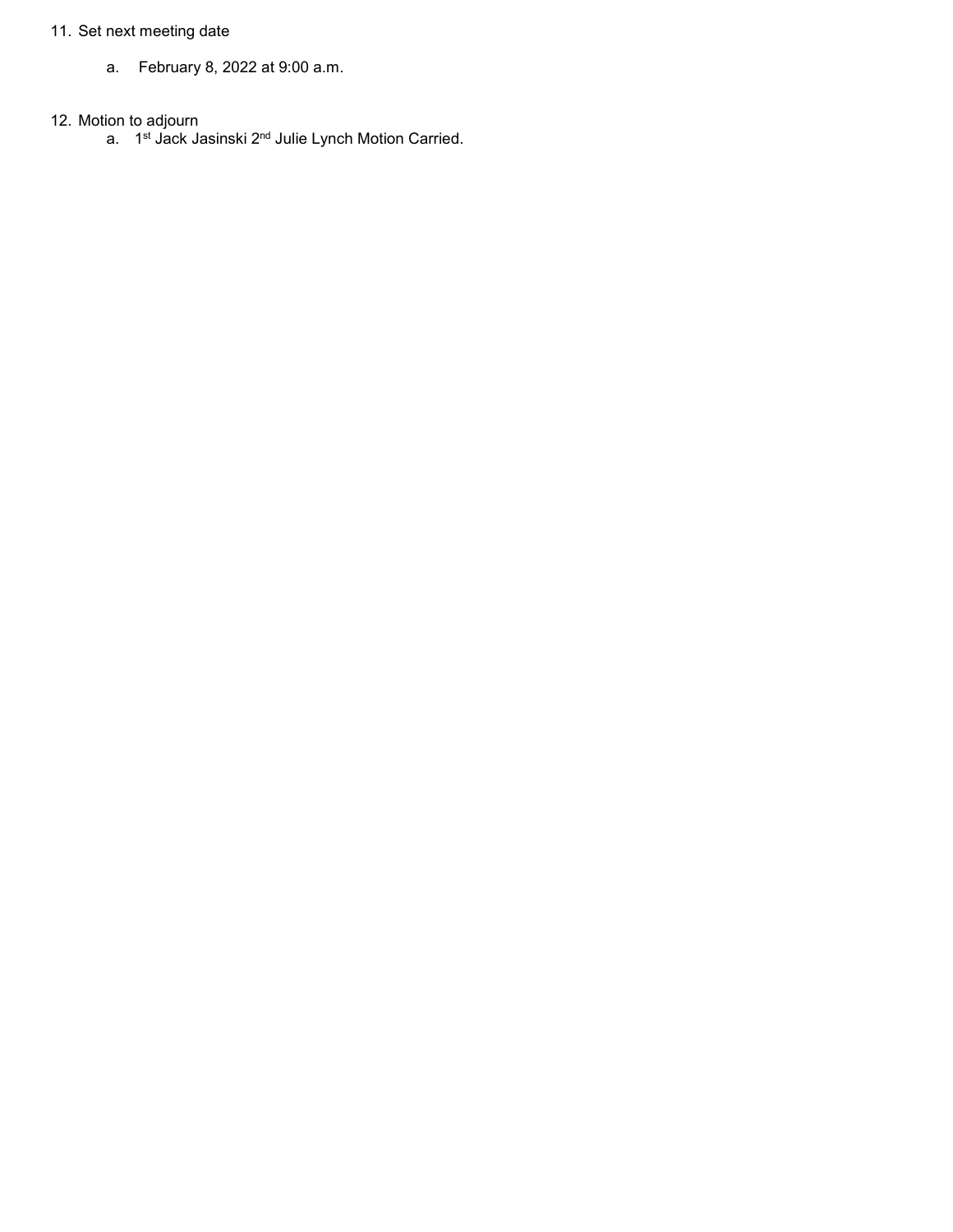11. Set next meeting date

    a. February 8, 2022 at 9:00 a.m.

12. Motion to adjourn

    a. 1st Jack Jasinski 2nd Julie Lynch Motion Carried.